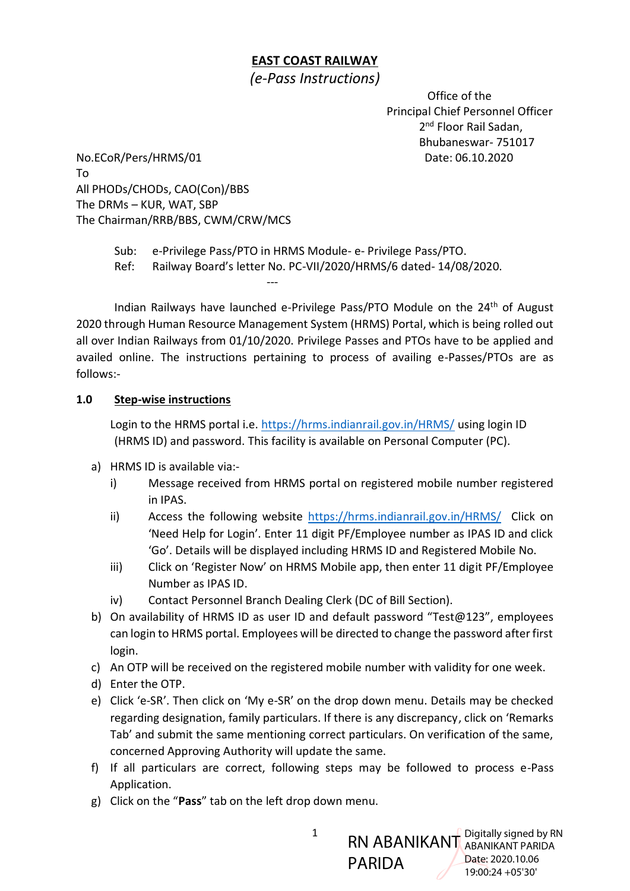# EAST COAST RAILWAY

*(e-Pass Instructions)*

Office of the
Principal Chief Personnel Officer
2nd Floor Rail Sadan,
Bhubaneswar- 751017
Date: 06.10.2020

No.ECoR/Pers/HRMS/01

To
All PHODs/CHODs, CAO(Con)/BBS
The DRMs – KUR, WAT, SBP
The Chairman/RRB/BBS, CWM/CRW/MCS

Sub: e-Privilege Pass/PTO in HRMS Module- e- Privilege Pass/PTO.
Ref: Railway Board's letter No. PC-VII/2020/HRMS/6 dated- 14/08/2020.

---

Indian Railways have launched e-Privilege Pass/PTO Module on the 24th of August 2020 through Human Resource Management System (HRMS) Portal, which is being rolled out all over Indian Railways from 01/10/2020. Privilege Passes and PTOs have to be applied and availed online. The instructions pertaining to process of availing e-Passes/PTOs are as follows:-

## 1.0 Step-wise instructions

Login to the HRMS portal i.e. https://hrms.indianrail.gov.in/HRMS/ using login ID (HRMS ID) and password. This facility is available on Personal Computer (PC).

a) HRMS ID is available via:-
   i) Message received from HRMS portal on registered mobile number registered in IPAS.
   ii) Access the following website https://hrms.indianrail.gov.in/HRMS/ Click on 'Need Help for Login'. Enter 11 digit PF/Employee number as IPAS ID and click 'Go'. Details will be displayed including HRMS ID and Registered Mobile No.
   iii) Click on 'Register Now' on HRMS Mobile app, then enter 11 digit PF/Employee Number as IPAS ID.
   iv) Contact Personnel Branch Dealing Clerk (DC of Bill Section).

b) On availability of HRMS ID as user ID and default password "Test@123", employees can login to HRMS portal. Employees will be directed to change the password after first login.

c) An OTP will be received on the registered mobile number with validity for one week.

d) Enter the OTP.

e) Click 'e-SR'. Then click on 'My e-SR' on the drop down menu. Details may be checked regarding designation, family particulars. If there is any discrepancy, click on 'Remarks Tab' and submit the same mentioning correct particulars. On verification of the same, concerned Approving Authority will update the same.

f) If all particulars are correct, following steps may be followed to process e-Pass Application.

g) Click on the "**Pass**" tab on the left drop down menu.

RN ABANIKANT PARIDA
Digitally signed by RN ABANIKANT PARIDA
Date: 2020.10.06 19:00:24 +05'30'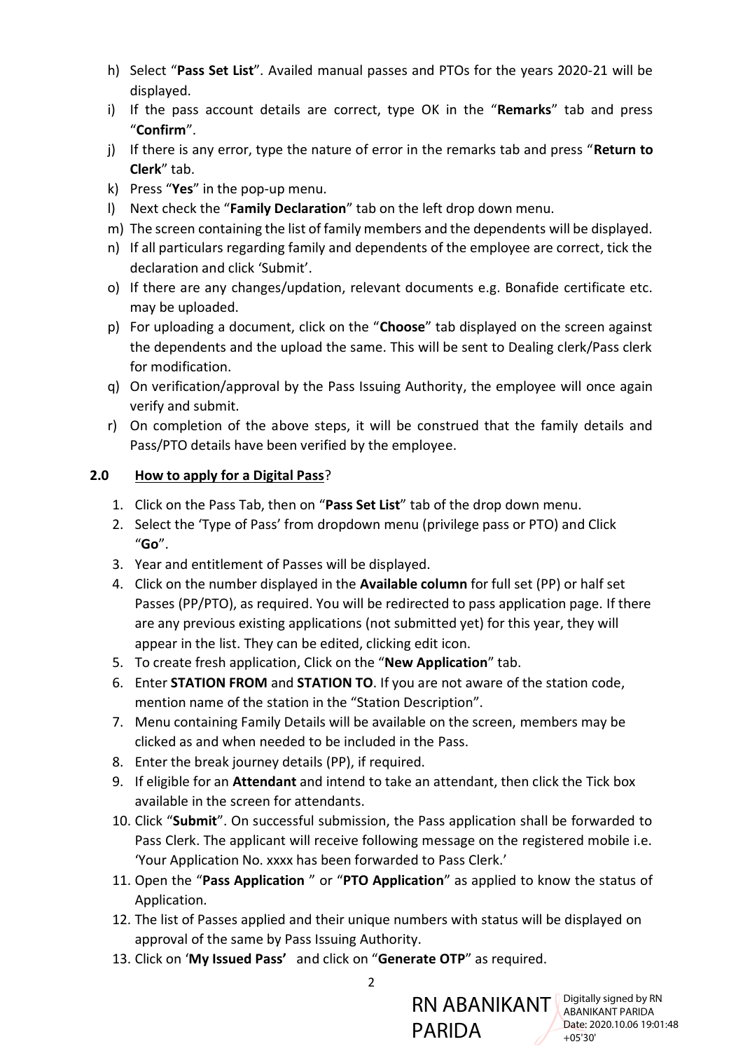h) Select "**Pass Set List**". Availed manual passes and PTOs for the years 2020-21 will be displayed.
i) If the pass account details are correct, type OK in the "**Remarks**" tab and press "**Confirm**".
j) If there is any error, type the nature of error in the remarks tab and press "**Return to Clerk**" tab.
k) Press "**Yes**" in the pop-up menu.
l) Next check the "**Family Declaration**" tab on the left drop down menu.
m) The screen containing the list of family members and the dependents will be displayed.
n) If all particulars regarding family and dependents of the employee are correct, tick the declaration and click 'Submit'.
o) If there are any changes/updation, relevant documents e.g. Bonafide certificate etc. may be uploaded.
p) For uploading a document, click on the "**Choose**" tab displayed on the screen against the dependents and the upload the same. This will be sent to Dealing clerk/Pass clerk for modification.
q) On verification/approval by the Pass Issuing Authority, the employee will once again verify and submit.
r) On completion of the above steps, it will be construed that the family details and Pass/PTO details have been verified by the employee.

## 2.0 <u>How to apply for a Digital Pass</u>?

1. Click on the Pass Tab, then on "**Pass Set List**" tab of the drop down menu.
2. Select the 'Type of Pass' from dropdown menu (privilege pass or PTO) and Click "**Go**".
3. Year and entitlement of Passes will be displayed.
4. Click on the number displayed in the **Available column** for full set (PP) or half set Passes (PP/PTO), as required. You will be redirected to pass application page. If there are any previous existing applications (not submitted yet) for this year, they will appear in the list. They can be edited, clicking edit icon.
5. To create fresh application, Click on the "**New Application**" tab.
6. Enter **STATION FROM** and **STATION TO**. If you are not aware of the station code, mention name of the station in the "Station Description".
7. Menu containing Family Details will be available on the screen, members may be clicked as and when needed to be included in the Pass.
8. Enter the break journey details (PP), if required.
9. If eligible for an **Attendant** and intend to take an attendant, then click the Tick box available in the screen for attendants.
10. Click "**Submit**". On successful submission, the Pass application shall be forwarded to Pass Clerk. The applicant will receive following message on the registered mobile i.e. 'Your Application No. xxxx has been forwarded to Pass Clerk.'
11. Open the "**Pass Application** " or "**PTO Application**" as applied to know the status of Application.
12. The list of Passes applied and their unique numbers with status will be displayed on approval of the same by Pass Issuing Authority.
13. Click on '**My Issued Pass'** and click on "**Generate OTP**" as required.

RN ABANIKANT PARIDA

Digitally signed by RN ABANIKANT PARIDA
Date: 2020.10.06 19:01:48 +05'30'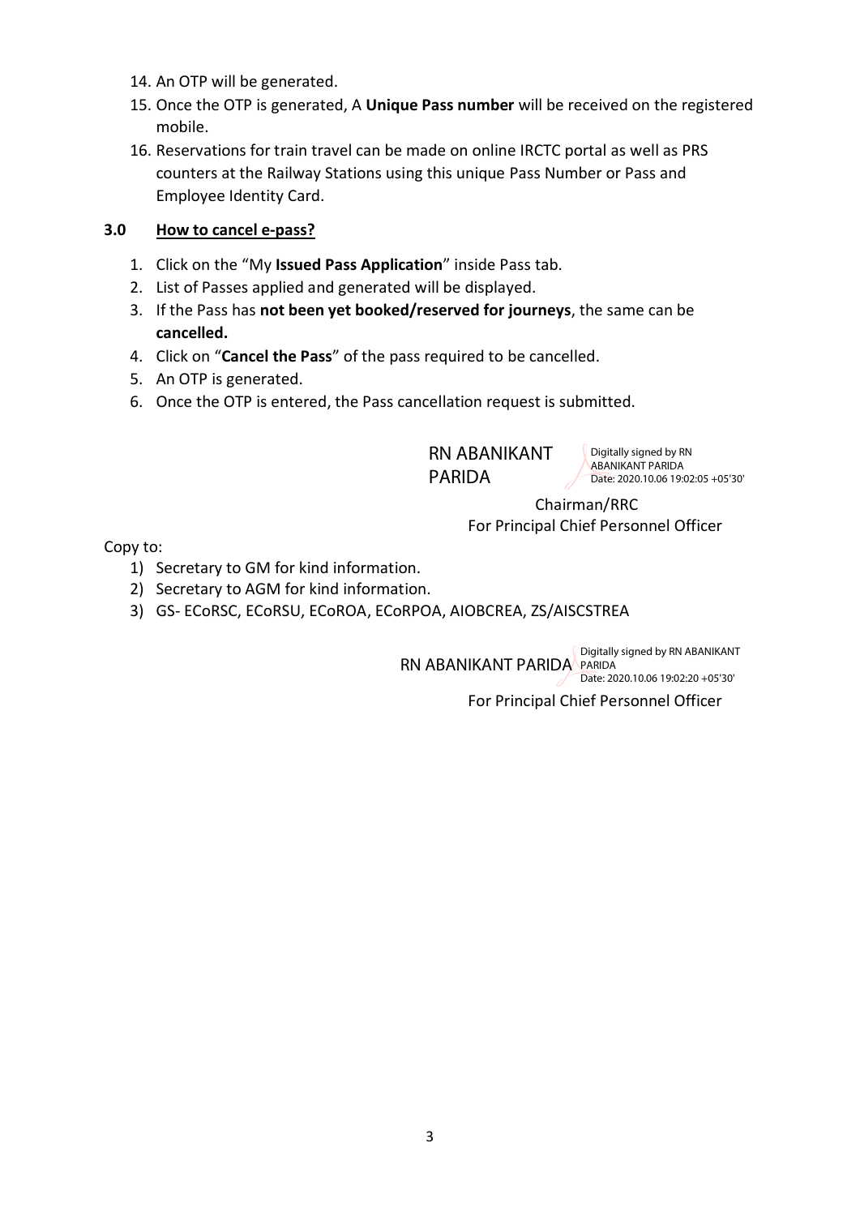14. An OTP will be generated.
15. Once the OTP is generated, A **Unique Pass number** will be received on the registered mobile.
16. Reservations for train travel can be made on online IRCTC portal as well as PRS counters at the Railway Stations using this unique Pass Number or Pass and Employee Identity Card.

## 3.0 How to cancel e-pass?

1. Click on the "My **Issued Pass Application**" inside Pass tab.
2. List of Passes applied and generated will be displayed.
3. If the Pass has **not been yet booked/reserved for journeys**, the same can be **cancelled.**
4. Click on "**Cancel the Pass**" of the pass required to be cancelled.
5. An OTP is generated.
6. Once the OTP is entered, the Pass cancellation request is submitted.

RN ABANIKANT PARIDA
Digitally signed by RN ABANIKANT PARIDA
Date: 2020.10.06 19:02:05 +05'30'

Chairman/RRC
For Principal Chief Personnel Officer

Copy to:

1) Secretary to GM for kind information.
2) Secretary to AGM for kind information.
3) GS- ECoRSC, ECoRSU, ECoROA, ECoRPOA, AIOBCREA, ZS/AISCSTREA

RN ABANIKANT PARIDA
Digitally signed by RN ABANIKANT PARIDA
Date: 2020.10.06 19:02:20 +05'30'

For Principal Chief Personnel Officer